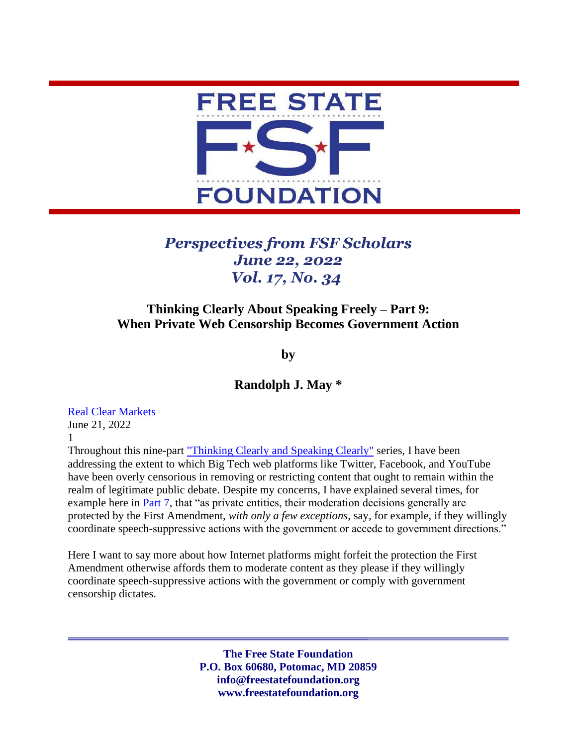# FREE STATE FSF FOUNDATION

*Perspectives from FSF Scholars*
*June 22, 2022*
*Vol. 17, No. 34*

## Thinking Clearly About Speaking Freely – Part 9: When Private Web Censorship Becomes Government Action

**by**

**Randolph J. May ***

Real Clear Markets
June 21, 2022
1

Throughout this nine-part "Thinking Clearly and Speaking Clearly" series, I have been addressing the extent to which Big Tech web platforms like Twitter, Facebook, and YouTube have been overly censorious in removing or restricting content that ought to remain within the realm of legitimate public debate. Despite my concerns, I have explained several times, for example here in Part 7, that "as private entities, their moderation decisions generally are protected by the First Amendment, *with only a few exceptions*, say, for example, if they willingly coordinate speech-suppressive actions with the government or accede to government directions."

Here I want to say more about how Internet platforms might forfeit the protection the First Amendment otherwise affords them to moderate content as they please if they willingly coordinate speech-suppressive actions with the government or comply with government censorship dictates.

**The Free State Foundation**
**P.O. Box 60680, Potomac, MD 20859**
**info@freestatefoundation.org**
**www.freestatefoundation.org**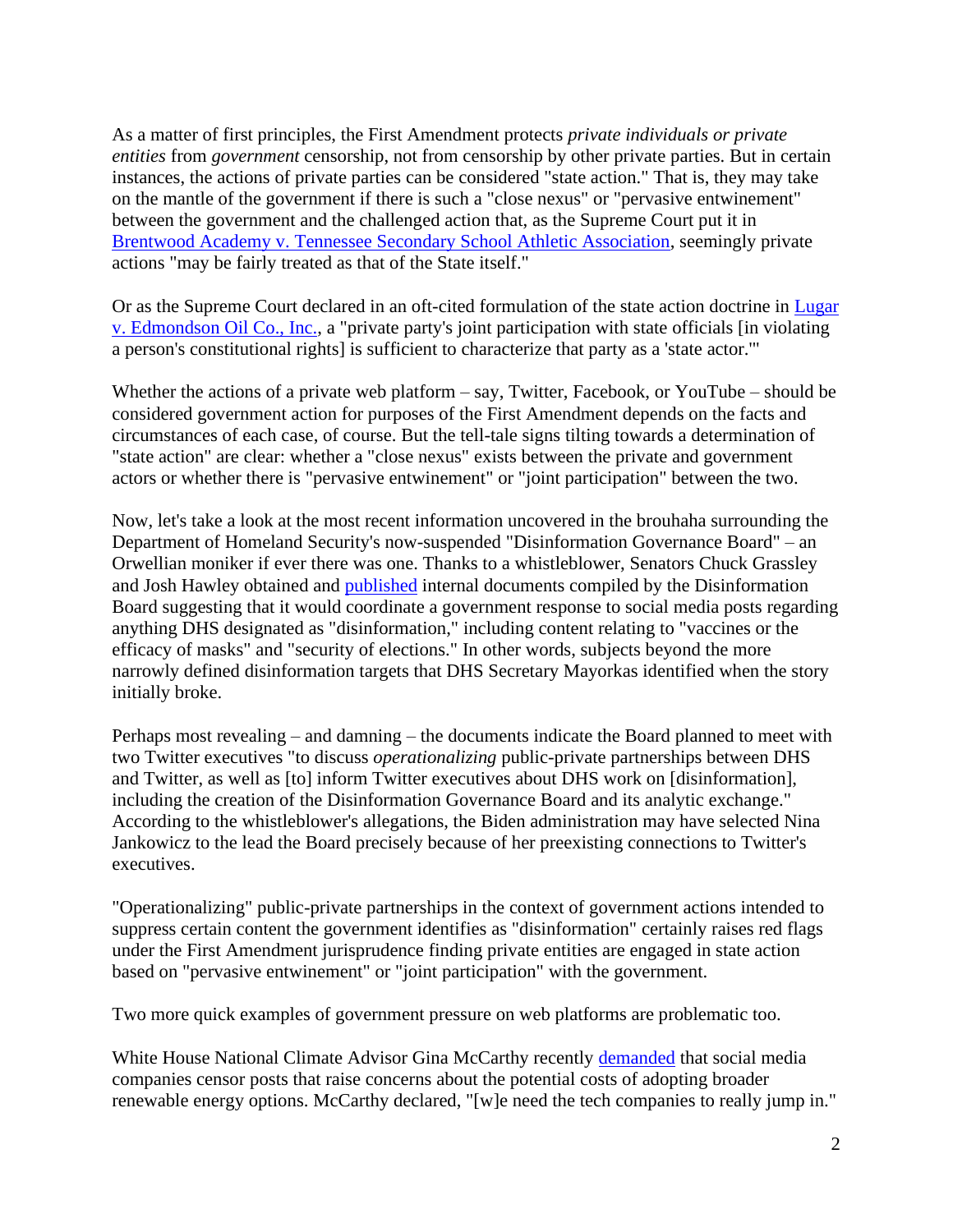As a matter of first principles, the First Amendment protects *private individuals or private entities* from *government* censorship, not from censorship by other private parties. But in certain instances, the actions of private parties can be considered "state action." That is, they may take on the mantle of the government if there is such a "close nexus" or "pervasive entwinement" between the government and the challenged action that, as the Supreme Court put it in [Brentwood Academy v. Tennessee Secondary School Athletic Association](), seemingly private actions "may be fairly treated as that of the State itself."

Or as the Supreme Court declared in an oft-cited formulation of the state action doctrine in [Lugar v. Edmondson Oil Co., Inc.](), a "private party's joint participation with state officials [in violating a person's constitutional rights] is sufficient to characterize that party as a 'state actor.'"

Whether the actions of a private web platform – say, Twitter, Facebook, or YouTube – should be considered government action for purposes of the First Amendment depends on the facts and circumstances of each case, of course. But the tell-tale signs tilting towards a determination of "state action" are clear: whether a "close nexus" exists between the private and government actors or whether there is "pervasive entwinement" or "joint participation" between the two.

Now, let's take a look at the most recent information uncovered in the brouhaha surrounding the Department of Homeland Security's now-suspended "Disinformation Governance Board" – an Orwellian moniker if ever there was one. Thanks to a whistleblower, Senators Chuck Grassley and Josh Hawley obtained and [published]() internal documents compiled by the Disinformation Board suggesting that it would coordinate a government response to social media posts regarding anything DHS designated as "disinformation," including content relating to "vaccines or the efficacy of masks" and "security of elections." In other words, subjects beyond the more narrowly defined disinformation targets that DHS Secretary Mayorkas identified when the story initially broke.

Perhaps most revealing – and damning – the documents indicate the Board planned to meet with two Twitter executives "to discuss *operationalizing* public-private partnerships between DHS and Twitter, as well as [to] inform Twitter executives about DHS work on [disinformation], including the creation of the Disinformation Governance Board and its analytic exchange." According to the whistleblower's allegations, the Biden administration may have selected Nina Jankowicz to the lead the Board precisely because of her preexisting connections to Twitter's executives.

"Operationalizing" public-private partnerships in the context of government actions intended to suppress certain content the government identifies as "disinformation" certainly raises red flags under the First Amendment jurisprudence finding private entities are engaged in state action based on "pervasive entwinement" or "joint participation" with the government.

Two more quick examples of government pressure on web platforms are problematic too.

White House National Climate Advisor Gina McCarthy recently [demanded]() that social media companies censor posts that raise concerns about the potential costs of adopting broader renewable energy options. McCarthy declared, "[w]e need the tech companies to really jump in."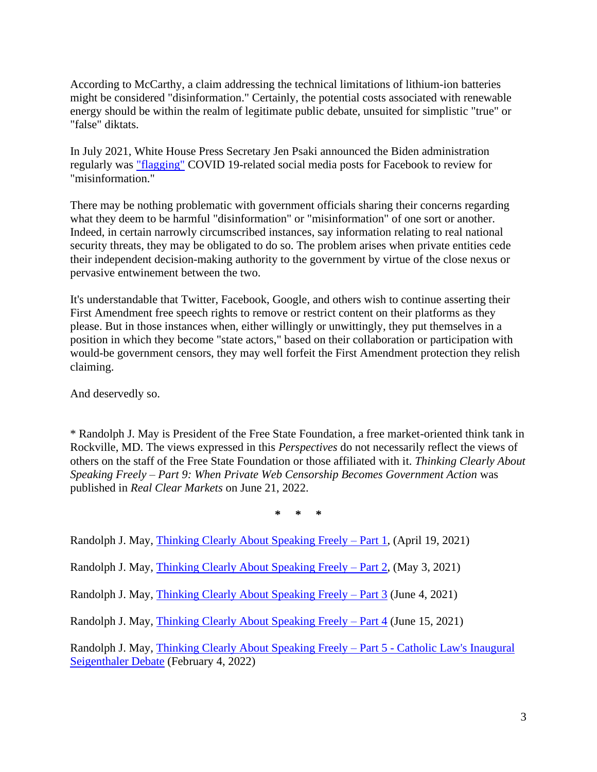According to McCarthy, a claim addressing the technical limitations of lithium-ion batteries might be considered "disinformation." Certainly, the potential costs associated with renewable energy should be within the realm of legitimate public debate, unsuited for simplistic "true" or "false" diktats.

In July 2021, White House Press Secretary Jen Psaki announced the Biden administration regularly was ["flagging"]() COVID 19-related social media posts for Facebook to review for "misinformation."

There may be nothing problematic with government officials sharing their concerns regarding what they deem to be harmful "disinformation" or "misinformation" of one sort or another. Indeed, in certain narrowly circumscribed instances, say information relating to real national security threats, they may be obligated to do so. The problem arises when private entities cede their independent decision-making authority to the government by virtue of the close nexus or pervasive entwinement between the two.

It's understandable that Twitter, Facebook, Google, and others wish to continue asserting their First Amendment free speech rights to remove or restrict content on their platforms as they please. But in those instances when, either willingly or unwittingly, they put themselves in a position in which they become "state actors," based on their collaboration or participation with would-be government censors, they may well forfeit the First Amendment protection they relish claiming.

And deservedly so.

\* Randolph J. May is President of the Free State Foundation, a free market-oriented think tank in Rockville, MD. The views expressed in this *Perspectives* do not necessarily reflect the views of others on the staff of the Free State Foundation or those affiliated with it. *Thinking Clearly About Speaking Freely – Part 9: When Private Web Censorship Becomes Government Action* was published in *Real Clear Markets* on June 21, 2022.

\* \* \*

Randolph J. May, [Thinking Clearly About Speaking Freely – Part 1](), (April 19, 2021)

Randolph J. May, [Thinking Clearly About Speaking Freely – Part 2](), (May 3, 2021)

Randolph J. May, [Thinking Clearly About Speaking Freely – Part 3]() (June 4, 2021)

Randolph J. May, [Thinking Clearly About Speaking Freely – Part 4]() (June 15, 2021)

Randolph J. May, [Thinking Clearly About Speaking Freely – Part 5 - Catholic Law's Inaugural Seigenthaler Debate]() (February 4, 2022)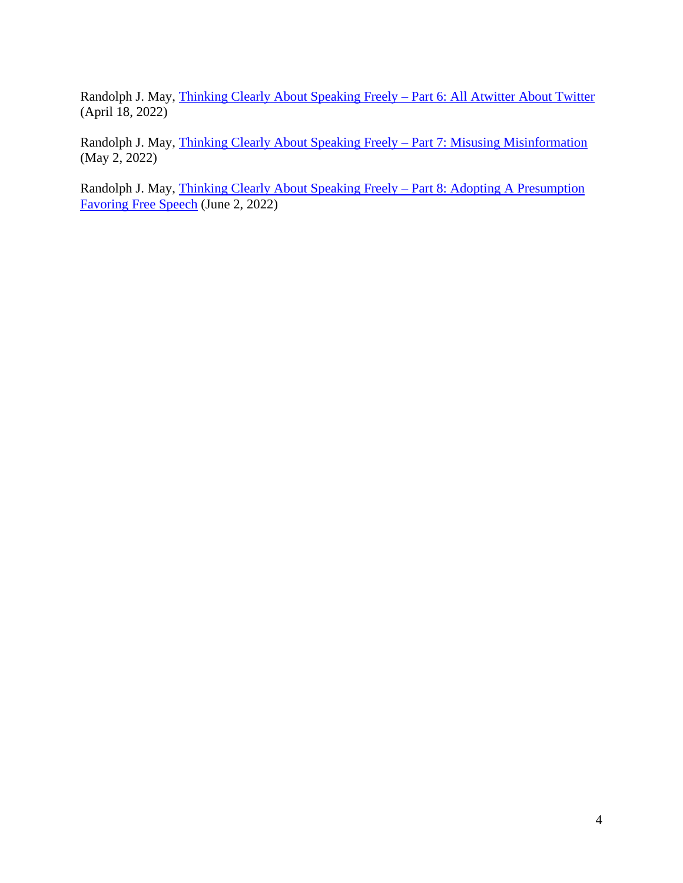Randolph J. May, Thinking Clearly About Speaking Freely – Part 6: All Atwitter About Twitter (April 18, 2022)

Randolph J. May, Thinking Clearly About Speaking Freely – Part 7: Misusing Misinformation (May 2, 2022)

Randolph J. May, Thinking Clearly About Speaking Freely – Part 8: Adopting A Presumption Favoring Free Speech (June 2, 2022)